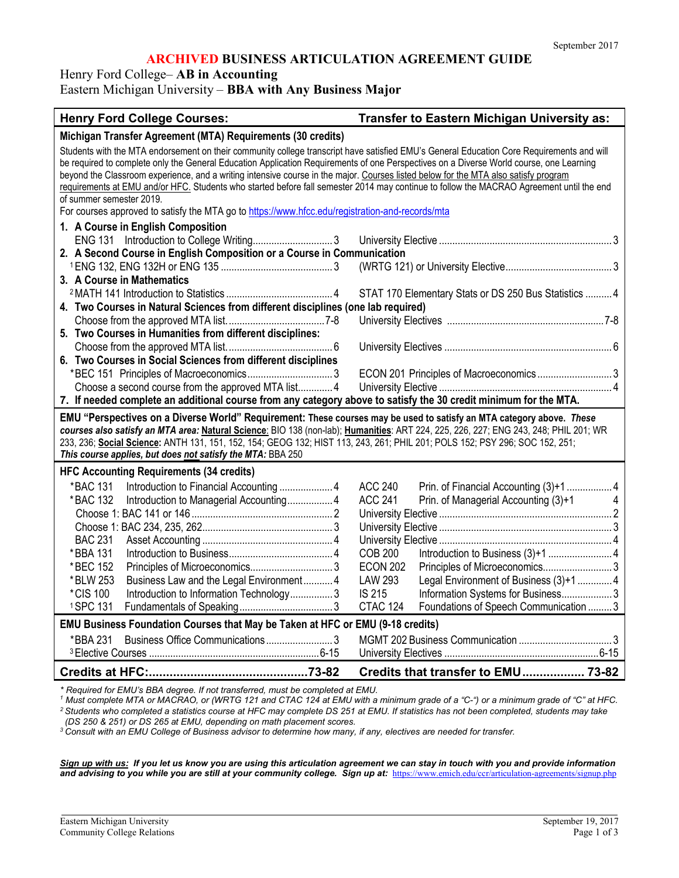September 2017

# ARCHIVED BUSINESS ARTICULATION AGREEMENT GUIDE

Henry Ford College– **AB in Accounting**
Eastern Michigan University – **BBA with Any Business Major**

| Henry Ford College Courses: | Transfer to Eastern Michigan University as: |
|---|---|
| **Michigan Transfer Agreement (MTA) Requirements (30 credits)** | |
| Students with the MTA endorsement on their community college transcript have satisfied EMU's General Education Core Requirements and will be required to complete only the General Education Application Requirements of one Perspectives on a Diverse World course, one Learning beyond the Classroom experience, and a writing intensive course in the major. Courses listed below for the MTA also satisfy program requirements at EMU and/or HFC. Students who started before fall semester 2014 may continue to follow the MACRAO Agreement until the end of summer semester 2019. For courses approved to satisfy the MTA go to https://www.hfcc.edu/registration-and-records/mta | |
| **1. A Course in English Composition** | |
| ENG 131 Introduction to College Writing....3 | University Elective....3 |
| **2. A Second Course in English Composition or a Course in Communication** | |
| [1] ENG 132, ENG 132H or ENG 135....3 | (WRTG 121) or University Elective....3 |
| **3. A Course in Mathematics** | |
| [2] MATH 141 Introduction to Statistics....4 | STAT 170 Elementary Stats or DS 250 Bus Statistics....4 |
| **4. Two Courses in Natural Sciences from different disciplines (one lab required)** | |
| Choose from the approved MTA list....7-8 | University Electives....7-8 |
| **5. Two Courses in Humanities from different disciplines:** | |
| Choose from the approved MTA list....6 | University Electives....6 |
| **6. Two Courses in Social Sciences from different disciplines** | |
| *BEC 151 Principles of Macroeconomics....3 | ECON 201 Principles of Macroeconomics....3 |
| Choose a second course from the approved MTA list....4 | University Elective....4 |
| **7. If needed complete an additional course from any category above to satisfy the 30 credit minimum for the MTA.** | |
| **EMU "Perspectives on a Diverse World" Requirement:** These courses may be used to satisfy an MTA category above. ***These courses also satisfy an MTA area:*** **Natural Science**: BIO 138 (non-lab); **Humanities**: ART 224, 225, 226, 227; ENG 243, 248; PHIL 201; WR 233, 236; **Social Science:** ANTH 131, 151, 152, 154; GEOG 132; HIST 113, 243, 261; PHIL 201; POLS 152; PSY 296; SOC 152, 251; ***This course applies, but does not satisfy the MTA:*** BBA 250 | |
| **HFC Accounting Requirements (34 credits)** | |
| *BAC 131 Introduction to Financial Accounting....4 | ACC 240 Prin. of Financial Accounting (3)+1....4 |
| *BAC 132 Introduction to Managerial Accounting....4 | ACC 241 Prin. of Managerial Accounting (3)+1 4 |
| Choose 1: BAC 141 or 146....2 | University Elective....2 |
| Choose 1: BAC 234, 235, 262....3 | University Elective....3 |
| BAC 231 Asset Accounting....4 | University Elective....4 |
| *BBA 131 Introduction to Business....4 | COB 200 Introduction to Business (3)+1....4 |
| *BEC 152 Principles of Microeconomics....3 | ECON 202 Principles of Microeconomics....3 |
| *BLW 253 Business Law and the Legal Environment....4 | LAW 293 Legal Environment of Business (3)+1....4 |
| *CIS 100 Introduction to Information Technology....3 | IS 215 Information Systems for Business....3 |
| [1] SPC 131 Fundamentals of Speaking....3 | CTAC 124 Foundations of Speech Communication....3 |
| **EMU Business Foundation Courses that May be Taken at HFC or EMU (9-18 credits)** | |
| *BBA 231 Business Office Communications....3 | MGMT 202 Business Communication....3 |
| [3] Elective Courses....6-15 | University Electives....6-15 |
| **Credits at HFC:....73-82** | **Credits that transfer to EMU....73-82** |

*\* Required for EMU's BBA degree. If not transferred, must be completed at EMU.*
*[1] Must complete MTA or MACRAO, or (WRTG 121 and CTAC 124 at EMU with a minimum grade of a "C-") or a minimum grade of "C" at HFC.*
*[2] Students who completed a statistics course at HFC may complete DS 251 at EMU. If statistics has not been completed, students may take (DS 250 & 251) or DS 265 at EMU, depending on math placement scores.*
*[3] Consult with an EMU College of Business advisor to determine how many, if any, electives are needed for transfer.*

***Sign up with us:* If you let us know you are using this articulation agreement we can stay in touch with you and provide information and advising to you while you are still at your community college. Sign up at:** https://www.emich.edu/ccr/articulation-agreements/signup.php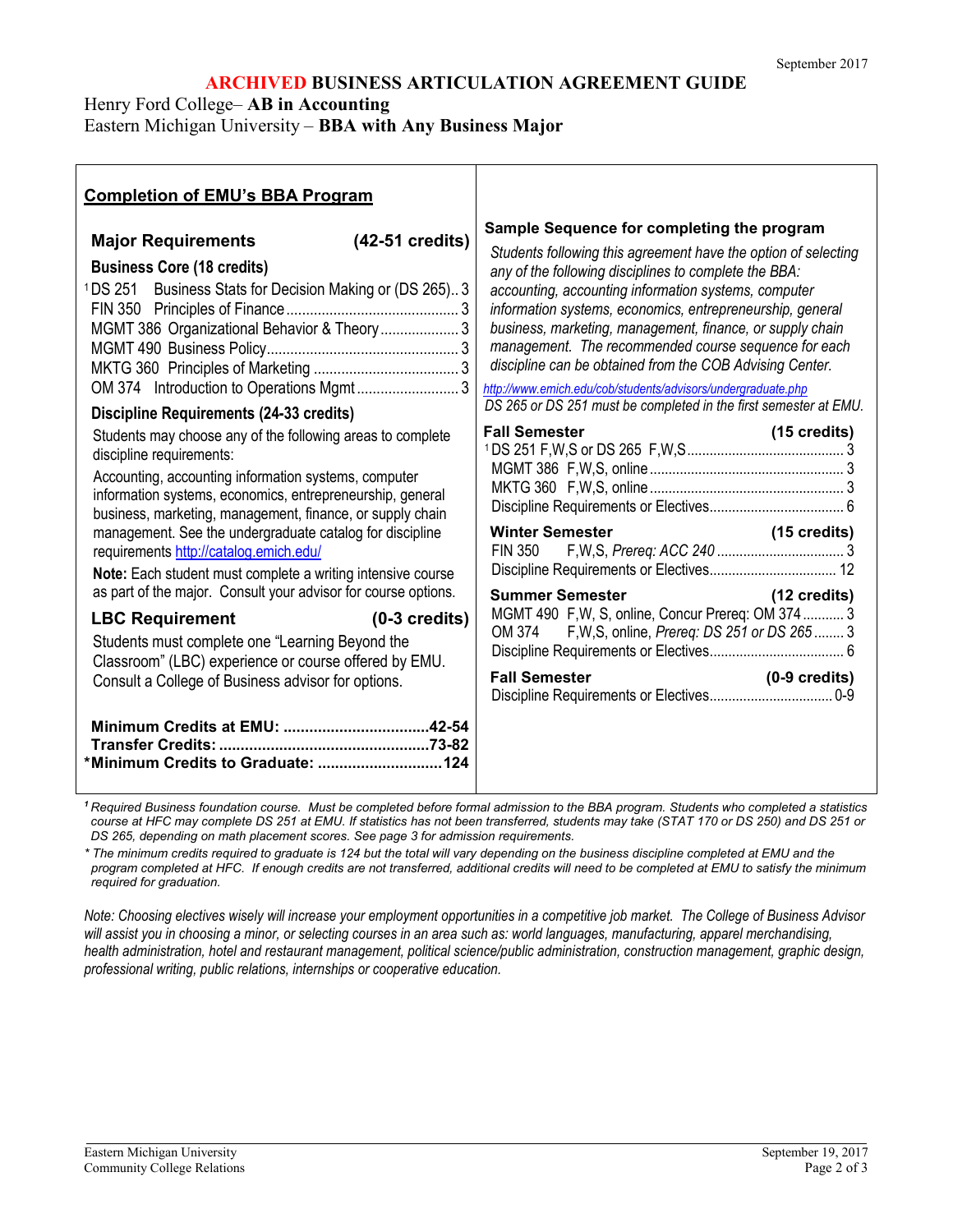September 2017

# ARCHIVED BUSINESS ARTICULATION AGREEMENT GUIDE

Henry Ford College– **AB in Accounting**
Eastern Michigan University – **BBA with Any Business Major**

## Completion of EMU's BBA Program

### Major Requirements (42-51 credits)

**Business Core (18 credits)**

| Course | Title | Credits |
|---|---|---|
| [1]DS 251 | Business Stats for Decision Making or (DS 265) | 3 |
| FIN 350 | Principles of Finance | 3 |
| MGMT 386 | Organizational Behavior & Theory | 3 |
| MGMT 490 | Business Policy | 3 |
| MKTG 360 | Principles of Marketing | 3 |
| OM 374 | Introduction to Operations Mgmt | 3 |

**Discipline Requirements (24-33 credits)**

Students may choose any of the following areas to complete discipline requirements:

Accounting, accounting information systems, computer information systems, economics, entrepreneurship, general business, marketing, management, finance, or supply chain management. See the undergraduate catalog for discipline requirements http://catalog.emich.edu/

**Note:** Each student must complete a writing intensive course as part of the major. Consult your advisor for course options.

### LBC Requirement (0-3 credits)

Students must complete one "Learning Beyond the Classroom" (LBC) experience or course offered by EMU. Consult a College of Business advisor for options.

**Minimum Credits at EMU: ....................42-54**
**Transfer Credits: ....................73-82**
**\*Minimum Credits to Graduate: ....................124**

### Sample Sequence for completing the program

*Students following this agreement have the option of selecting any of the following disciplines to complete the BBA: accounting, accounting information systems, computer information systems, economics, entrepreneurship, general business, marketing, management, finance, or supply chain management. The recommended course sequence for each discipline can be obtained from the COB Advising Center.*

*http://www.emich.edu/cob/students/advisors/undergraduate.php*

*DS 265 or DS 251 must be completed in the first semester at EMU.*

**Fall Semester (15 credits)**

| Course | Credits |
|---|---|
| [1]DS 251 F,W,S or DS 265 F,W,S | 3 |
| MGMT 386 F,W,S, online | 3 |
| MKTG 360 F,W,S, online | 3 |
| Discipline Requirements or Electives | 6 |

**Winter Semester (15 credits)**

| Course | Credits |
|---|---|
| FIN 350 F,W,S, *Prereq: ACC 240* | 3 |
| Discipline Requirements or Electives | 12 |

**Summer Semester (12 credits)**

| Course | Credits |
|---|---|
| MGMT 490 F,W, S, online, Concur Prereq: OM 374 | 3 |
| OM 374 F,W,S, online, *Prereq: DS 251 or DS 265* | 3 |
| Discipline Requirements or Electives | 6 |

**Fall Semester (0-9 credits)**

| Course | Credits |
|---|---|
| Discipline Requirements or Electives | 0-9 |

---

*[1] Required Business foundation course. Must be completed before formal admission to the BBA program. Students who completed a statistics course at HFC may complete DS 251 at EMU. If statistics has not been transferred, students may take (STAT 170 or DS 250) and DS 251 or DS 265, depending on math placement scores. See page 3 for admission requirements.*

*\* The minimum credits required to graduate is 124 but the total will vary depending on the business discipline completed at EMU and the program completed at HFC. If enough credits are not transferred, additional credits will need to be completed at EMU to satisfy the minimum required for graduation.*

*Note: Choosing electives wisely will increase your employment opportunities in a competitive job market. The College of Business Advisor will assist you in choosing a minor, or selecting courses in an area such as: world languages, manufacturing, apparel merchandising, health administration, hotel and restaurant management, political science/public administration, construction management, graphic design, professional writing, public relations, internships or cooperative education.*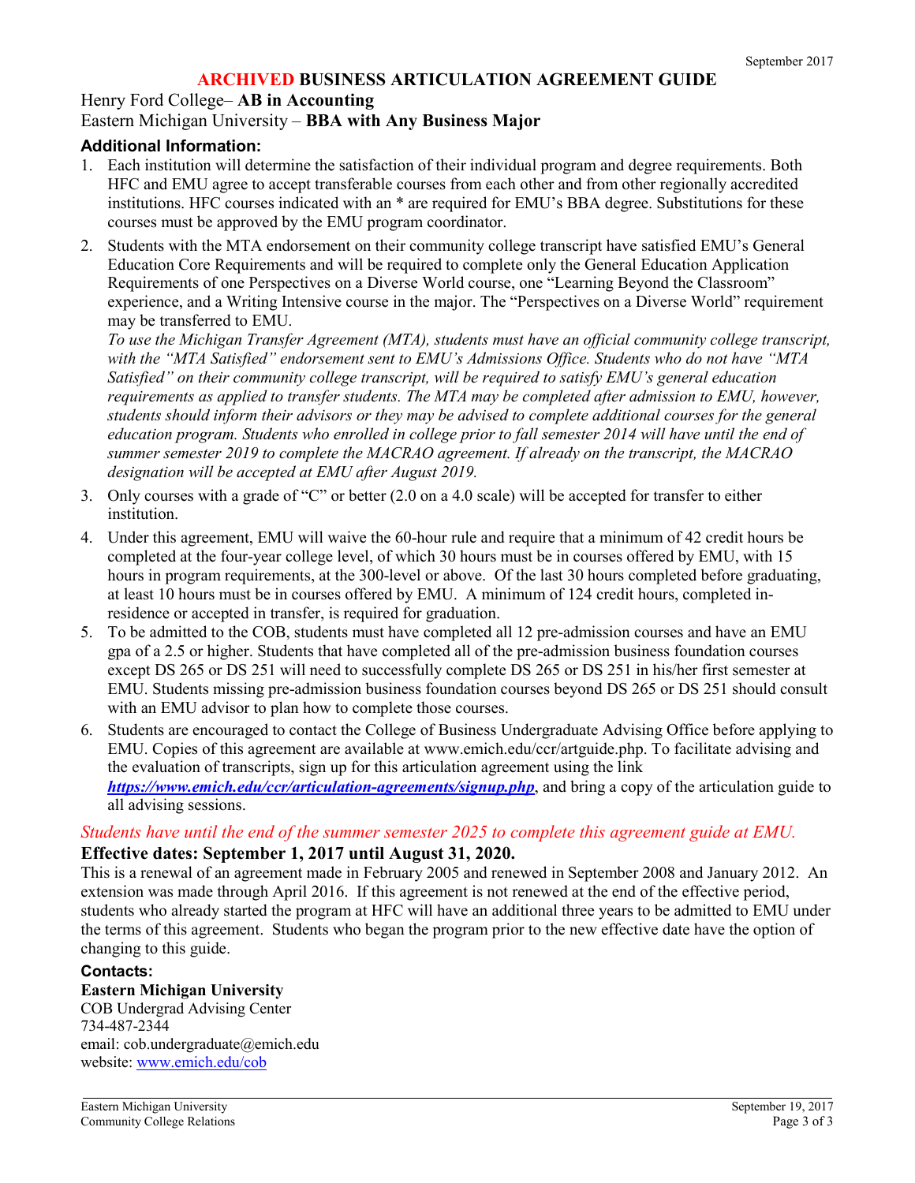September 2017

## ARCHIVED BUSINESS ARTICULATION AGREEMENT GUIDE

Henry Ford College– **AB in Accounting**
Eastern Michigan University – **BBA with Any Business Major**

### Additional Information:

1. Each institution will determine the satisfaction of their individual program and degree requirements. Both HFC and EMU agree to accept transferable courses from each other and from other regionally accredited institutions. HFC courses indicated with an * are required for EMU's BBA degree. Substitutions for these courses must be approved by the EMU program coordinator.
2. Students with the MTA endorsement on their community college transcript have satisfied EMU's General Education Core Requirements and will be required to complete only the General Education Application Requirements of one Perspectives on a Diverse World course, one "Learning Beyond the Classroom" experience, and a Writing Intensive course in the major. The "Perspectives on a Diverse World" requirement may be transferred to EMU.
   *To use the Michigan Transfer Agreement (MTA), students must have an official community college transcript, with the "MTA Satisfied" endorsement sent to EMU's Admissions Office. Students who do not have "MTA Satisfied" on their community college transcript, will be required to satisfy EMU's general education requirements as applied to transfer students. The MTA may be completed after admission to EMU, however, students should inform their advisors or they may be advised to complete additional courses for the general education program. Students who enrolled in college prior to fall semester 2014 will have until the end of summer semester 2019 to complete the MACRAO agreement. If already on the transcript, the MACRAO designation will be accepted at EMU after August 2019.*
3. Only courses with a grade of "C" or better (2.0 on a 4.0 scale) will be accepted for transfer to either institution.
4. Under this agreement, EMU will waive the 60-hour rule and require that a minimum of 42 credit hours be completed at the four-year college level, of which 30 hours must be in courses offered by EMU, with 15 hours in program requirements, at the 300-level or above. Of the last 30 hours completed before graduating, at least 10 hours must be in courses offered by EMU. A minimum of 124 credit hours, completed in-residence or accepted in transfer, is required for graduation.
5. To be admitted to the COB, students must have completed all 12 pre-admission courses and have an EMU gpa of a 2.5 or higher. Students that have completed all of the pre-admission business foundation courses except DS 265 or DS 251 will need to successfully complete DS 265 or DS 251 in his/her first semester at EMU. Students missing pre-admission business foundation courses beyond DS 265 or DS 251 should consult with an EMU advisor to plan how to complete those courses.
6. Students are encouraged to contact the College of Business Undergraduate Advising Office before applying to EMU. Copies of this agreement are available at www.emich.edu/ccr/artguide.php. To facilitate advising and the evaluation of transcripts, sign up for this articulation agreement using the link ***https://www.emich.edu/ccr/articulation-agreements/signup.php***, and bring a copy of the articulation guide to all advising sessions.

*Students have until the end of the summer semester 2025 to complete this agreement guide at EMU.*

**Effective dates: September 1, 2017 until August 31, 2020.**

This is a renewal of an agreement made in February 2005 and renewed in September 2008 and January 2012. An extension was made through April 2016. If this agreement is not renewed at the end of the effective period, students who already started the program at HFC will have an additional three years to be admitted to EMU under the terms of this agreement. Students who began the program prior to the new effective date have the option of changing to this guide.

### Contacts:

**Eastern Michigan University**
COB Undergrad Advising Center
734-487-2344
email: cob.undergraduate@emich.edu
website: www.emich.edu/cob